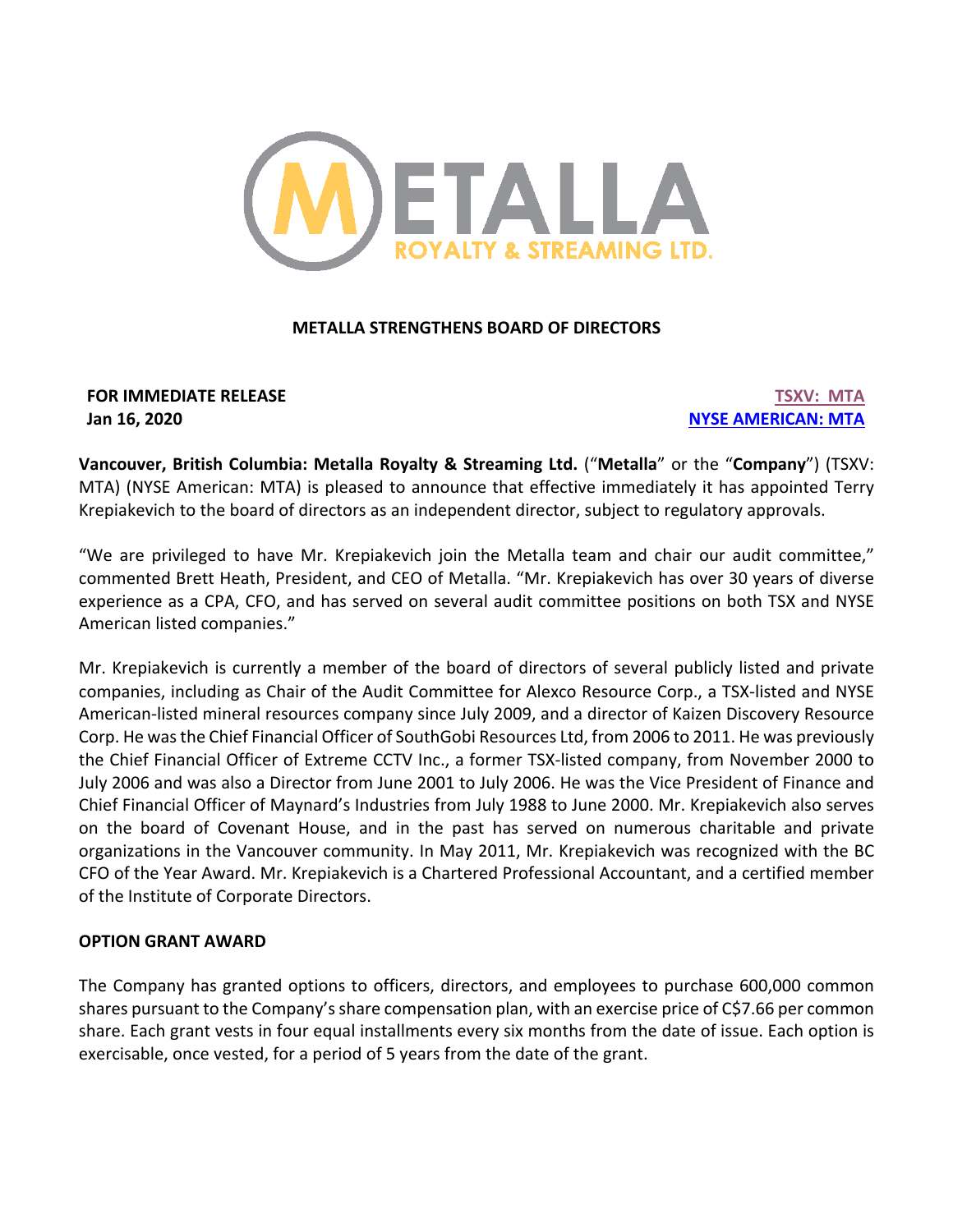# METALLA STRENGTHENS BOARD OF DIRECTORS

**FOR IMMEDIATE RELEASE**
**Jan 16, 2020**

**TSXV: MTA**
**NYSE AMERICAN: MTA**

**Vancouver, British Columbia: Metalla Royalty & Streaming Ltd.** ("**Metalla**" or the "**Company**") (TSXV: MTA) (NYSE American: MTA) is pleased to announce that effective immediately it has appointed Terry Krepiakevich to the board of directors as an independent director, subject to regulatory approvals.

"We are privileged to have Mr. Krepiakevich join the Metalla team and chair our audit committee," commented Brett Heath, President, and CEO of Metalla. "Mr. Krepiakevich has over 30 years of diverse experience as a CPA, CFO, and has served on several audit committee positions on both TSX and NYSE American listed companies."

Mr. Krepiakevich is currently a member of the board of directors of several publicly listed and private companies, including as Chair of the Audit Committee for Alexco Resource Corp., a TSX-listed and NYSE American-listed mineral resources company since July 2009, and a director of Kaizen Discovery Resource Corp. He was the Chief Financial Officer of SouthGobi Resources Ltd, from 2006 to 2011. He was previously the Chief Financial Officer of Extreme CCTV Inc., a former TSX-listed company, from November 2000 to July 2006 and was also a Director from June 2001 to July 2006. He was the Vice President of Finance and Chief Financial Officer of Maynard's Industries from July 1988 to June 2000. Mr. Krepiakevich also serves on the board of Covenant House, and in the past has served on numerous charitable and private organizations in the Vancouver community. In May 2011, Mr. Krepiakevich was recognized with the BC CFO of the Year Award. Mr. Krepiakevich is a Chartered Professional Accountant, and a certified member of the Institute of Corporate Directors.

## OPTION GRANT AWARD

The Company has granted options to officers, directors, and employees to purchase 600,000 common shares pursuant to the Company's share compensation plan, with an exercise price of C$7.66 per common share. Each grant vests in four equal installments every six months from the date of issue. Each option is exercisable, once vested, for a period of 5 years from the date of the grant.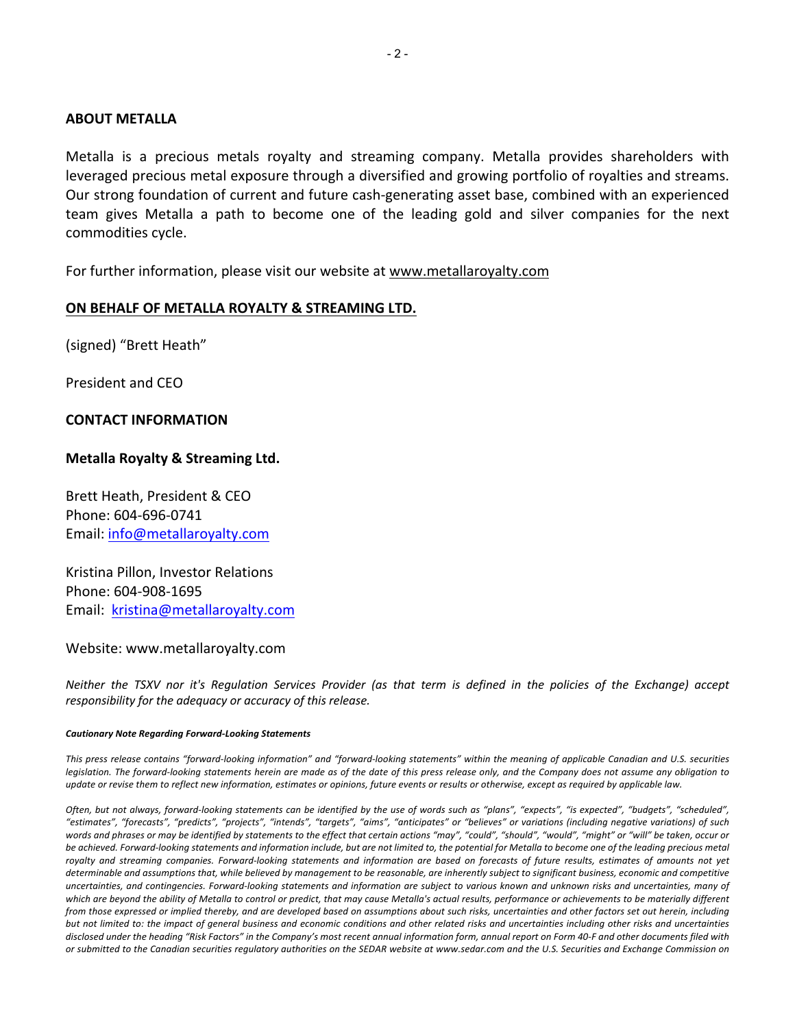## ABOUT METALLA

Metalla is a precious metals royalty and streaming company. Metalla provides shareholders with leveraged precious metal exposure through a diversified and growing portfolio of royalties and streams. Our strong foundation of current and future cash-generating asset base, combined with an experienced team gives Metalla a path to become one of the leading gold and silver companies for the next commodities cycle.

For further information, please visit our website at www.metallaroyalty.com

**ON BEHALF OF METALLA ROYALTY & STREAMING LTD.**

(signed) "Brett Heath"

President and CEO

## CONTACT INFORMATION

### Metalla Royalty & Streaming Ltd.

Brett Heath, President & CEO
Phone: 604-696-0741
Email: info@metallaroyalty.com

Kristina Pillon, Investor Relations
Phone: 604-908-1695
Email: kristina@metallaroyalty.com

Website: www.metallaroyalty.com

*Neither the TSXV nor it's Regulation Services Provider (as that term is defined in the policies of the Exchange) accept responsibility for the adequacy or accuracy of this release.*

***Cautionary Note Regarding Forward-Looking Statements***

*This press release contains "forward-looking information" and "forward-looking statements" within the meaning of applicable Canadian and U.S. securities legislation. The forward-looking statements herein are made as of the date of this press release only, and the Company does not assume any obligation to update or revise them to reflect new information, estimates or opinions, future events or results or otherwise, except as required by applicable law.*

*Often, but not always, forward-looking statements can be identified by the use of words such as "plans", "expects", "is expected", "budgets", "scheduled", "estimates", "forecasts", "predicts", "projects", "intends", "targets", "aims", "anticipates" or "believes" or variations (including negative variations) of such words and phrases or may be identified by statements to the effect that certain actions "may", "could", "should", "would", "might" or "will" be taken, occur or be achieved. Forward-looking statements and information include, but are not limited to, the potential for Metalla to become one of the leading precious metal royalty and streaming companies. Forward-looking statements and information are based on forecasts of future results, estimates of amounts not yet determinable and assumptions that, while believed by management to be reasonable, are inherently subject to significant business, economic and competitive uncertainties, and contingencies. Forward-looking statements and information are subject to various known and unknown risks and uncertainties, many of which are beyond the ability of Metalla to control or predict, that may cause Metalla's actual results, performance or achievements to be materially different from those expressed or implied thereby, and are developed based on assumptions about such risks, uncertainties and other factors set out herein, including but not limited to: the impact of general business and economic conditions and other related risks and uncertainties including other risks and uncertainties disclosed under the heading "Risk Factors" in the Company's most recent annual information form, annual report on Form 40-F and other documents filed with or submitted to the Canadian securities regulatory authorities on the SEDAR website at www.sedar.com and the U.S. Securities and Exchange Commission on*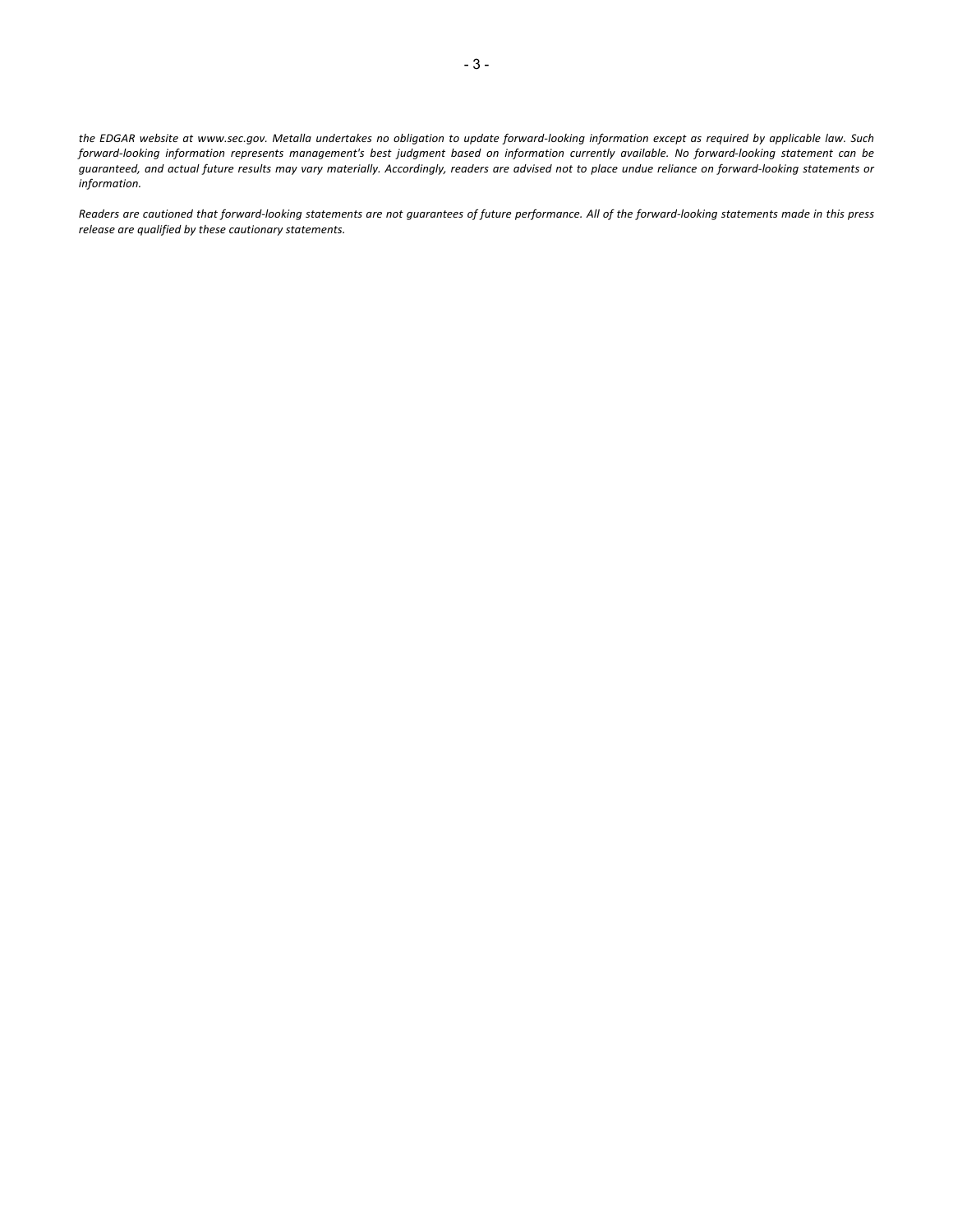*the EDGAR website at www.sec.gov. Metalla undertakes no obligation to update forward-looking information except as required by applicable law. Such forward-looking information represents management's best judgment based on information currently available. No forward-looking statement can be guaranteed, and actual future results may vary materially. Accordingly, readers are advised not to place undue reliance on forward-looking statements or information.*

*Readers are cautioned that forward-looking statements are not guarantees of future performance. All of the forward-looking statements made in this press release are qualified by these cautionary statements.*